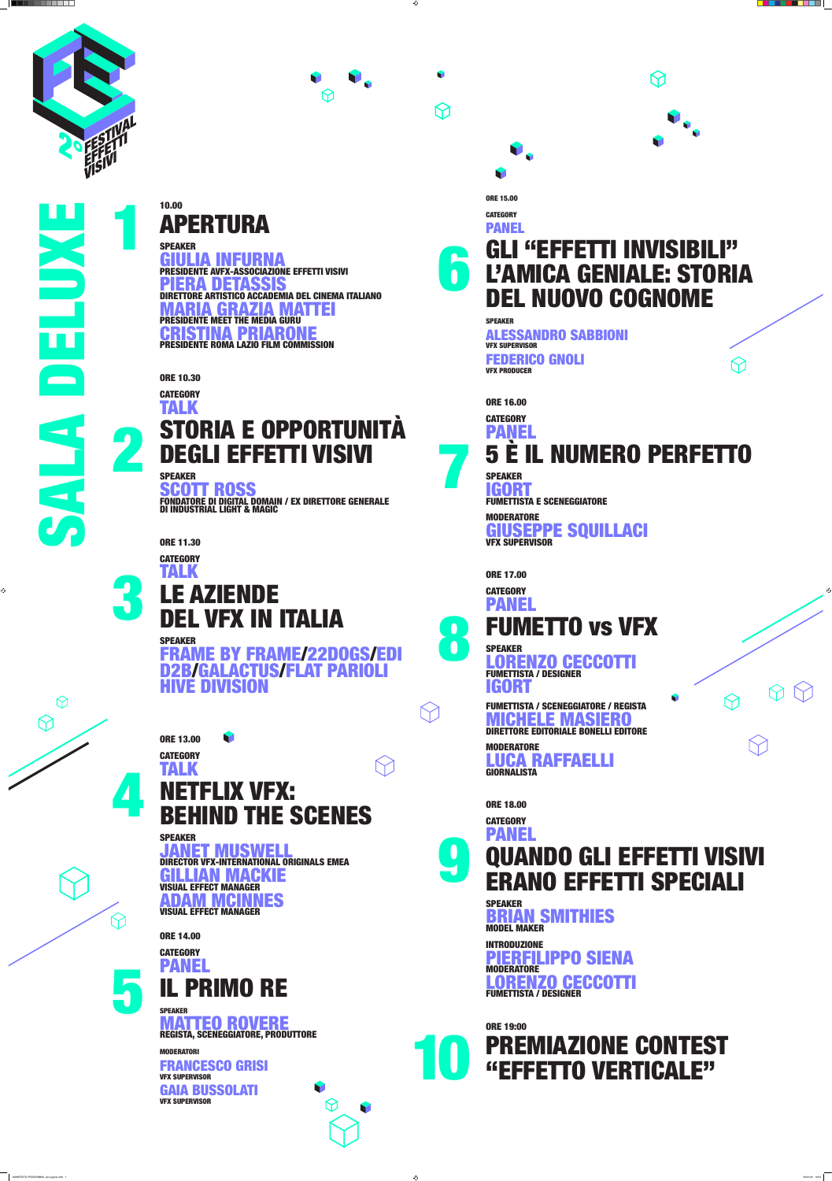2° FESTIVAL EFFETTI VISIVI

# SALA DELUXE

## 1

10.00

### APERTURA

SPEAKER

**GIULIA INFURNA**
PRESIDENTE AVFX-ASSOCIAZIONE EFFETTI VISIVI

**PIERA DETASSIS**
DIRETTORE ARTISTICO ACCADEMIA DEL CINEMA ITALIANO

**MARIA GRAZIA MATTEI**
PRESIDENTE MEET THE MEDIA GURU

**CRISTINA PRIARONE**
PRESIDENTE ROMA LAZIO FILM COMMISSION

## 2

ORE 10.30

CATEGORY
**TALK**

### STORIA E OPPORTUNITÀ DEGLI EFFETTI VISIVI

SPEAKER

**SCOTT ROSS**
FONDATORE DI DIGITAL DOMAIN / EX DIRETTORE GENERALE DI INDUSTRIAL LIGHT & MAGIC

## 3

ORE 11.30

CATEGORY
**TALK**

### LE AZIENDE DEL VFX IN ITALIA

SPEAKER

**FRAME BY FRAME/22DOGS/EDI D2B/GALACTUS/FLAT PARIOLI HIVE DIVISION**

## 4

ORE 13.00

CATEGORY
**TALK**

### NETFLIX VFX: BEHIND THE SCENES

SPEAKER

**JANET MUSWELL**
DIRECTOR VFX-INTERNATIONAL ORIGINALS EMEA

**GILLIAN MACKIE**
VISUAL EFFECT MANAGER

**ADAM MCINNES**
VISUAL EFFECT MANAGER

## 5

ORE 14.00

CATEGORY
**PANEL**

### IL PRIMO RE

SPEAKER

**MATTEO ROVERE**
REGISTA, SCENEGGIATORE, PRODUTTORE

MODERATORI

**FRANCESCO GRISI**
VFX SUPERVISOR

**GAIA BUSSOLATI**
VFX SUPERVISOR

## 6

ORE 15.00

CATEGORY
**PANEL**

### GLI "EFFETTI INVISIBILI" L'AMICA GENIALE: STORIA DEL NUOVO COGNOME

SPEAKER

**ALESSANDRO SABBIONI**
VFX SUPERVISOR

**FEDERICO GNOLI**
VFX PRODUCER

## 7

ORE 16.00

CATEGORY
**PANEL**

### 5 È IL NUMERO PERFETTO

SPEAKER

**IGORT**
FUMETTISTA E SCENEGGIATORE

MODERATORE

**GIUSEPPE SQUILLACI**
VFX SUPERVISOR

## 8

ORE 17.00

CATEGORY
**PANEL**

### FUMETTO vs VFX

SPEAKER

**LORENZO CECCOTTI**
FUMETTISTA / DESIGNER

**IGORT**
FUMETTISTA / SCENEGGIATORE / REGISTA

**MICHELE MASIERO**
DIRETTORE EDITORIALE BONELLI EDITORE

MODERATORE

**LUCA RAFFAELLI**
GIORNALISTA

## 9

ORE 18.00

CATEGORY
**PANEL**

### QUANDO GLI EFFETTI VISIVI ERANO EFFETTI SPECIALI

SPEAKER

**BRIAN SMITHIES**
MODEL MAKER

INTRODUZIONE

**PIERFILIPPO SIENA**

MODERATORE

**LORENZO CECCOTTI**
FUMETTISTA / DESIGNER

## 10

ORE 19:00

### PREMIAZIONE CONTEST "EFFETTO VERTICALE"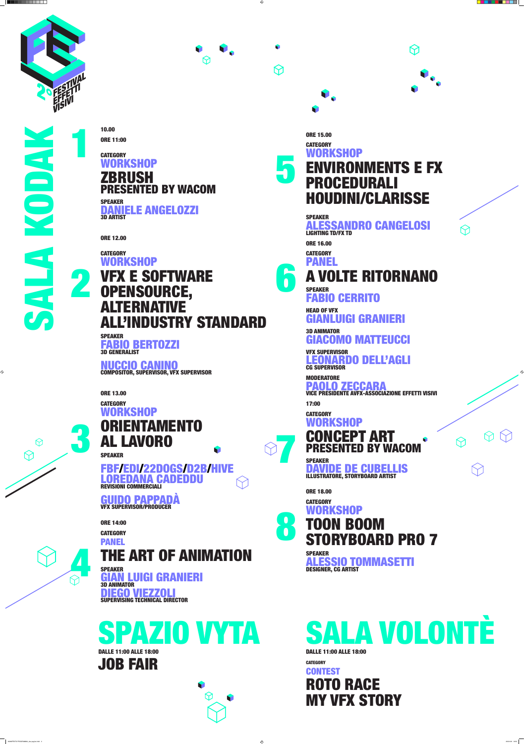2° FESTIVAL EFFETTI VISIVI

# SALA KODAK

## 1

10.00

ORE 11:00

CATEGORY
WORKSHOP

### ZBRUSH
PRESENTED BY WACOM

SPEAKER
DANIELE ANGELOZZI
3D ARTIST

## 2

ORE 12.00

CATEGORY
WORKSHOP

### VFX E SOFTWARE OPENSOURCE, ALTERNATIVE ALL'INDUSTRY STANDARD

SPEAKER
FABIO BERTOZZI
3D GENERALIST

NUCCIO CANINO
COMPOSITOR, SUPERVISOR, VFX SUPERVISOR

## 3

ORE 13.00

CATEGORY
WORKSHOP

### ORIENTAMENTO AL LAVORO

SPEAKER

FBF/EDI/22DOGS/D2B/HIVE

LOREDANA CADEDDU
REVISIONI COMMERCIALI

GUIDO PAPPADÀ
VFX SUPERVISOR/PRODUCER

## 4

ORE 14:00

CATEGORY
PANEL

### THE ART OF ANIMATION

SPEAKER
GIAN LUIGI GRANIERI
3D ANIMATOR

DIEGO VIEZZOLI
SUPERVISING TECHNICAL DIRECTOR

## 5

ORE 15.00

CATEGORY
WORKSHOP

### ENVIRONMENTS E FX PROCEDURALI HOUDINI/CLARISSE

SPEAKER
ALESSANDRO CANGELOSI
LIGHTING TD/FX TD

## 6

ORE 16.00

CATEGORY
PANEL

### A VOLTE RITORNANO

SPEAKER
FABIO CERRITO
HEAD OF VFX

GIANLUIGI GRANIERI
3D ANIMATOR

GIACOMO MATTEUCCI
VFX SUPERVISOR

LEONARDO DELL'AGLI
CG SUPERVISOR

MODERATORE
PAOLO ZECCARA
VICE PRESIDENTE AVFX-ASSOCIAZIONE EFFETTI VISIVI

## 7

17:00

CATEGORY
WORKSHOP

### CONCEPT ART
PRESENTED BY WACOM

SPEAKER
DAVIDE DE CUBELLIS
ILLUSTRATORE, STORYBOARD ARTIST

## 8

ORE 18.00

CATEGORY
WORKSHOP

### TOON BOOM STORYBOARD PRO 7

SPEAKER
ALESSIO TOMMASETTI
DESIGNER, CG ARTIST

# SPAZIO VYTA

DALLE 11:00 ALLE 18:00

### JOB FAIR

# SALA VOLONTÈ

DALLE 11:00 ALLE 18:00

CATEGORY
CONTEST

### ROTO RACE
### MY VFX STORY